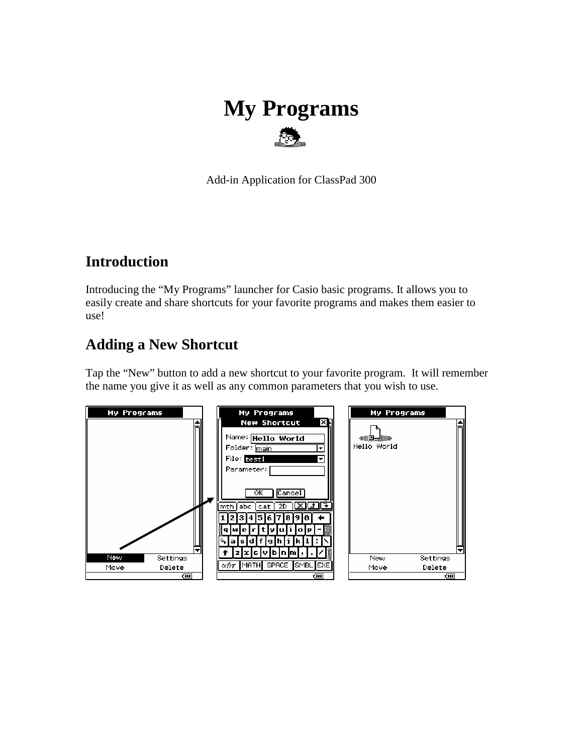# My Programs

Add-in Application for ClassPad 300

## Introduction

Introducing the “My Programs” launcher for Casio basic programs. It allows you to easily create and share shortcuts for your favorite programs and makes them easier to use!

## Adding a New Shortcut

Tap the “New” button to add a new shortcut to your favorite program. It will remember the name you give it as well as any common parameters that you wish to use.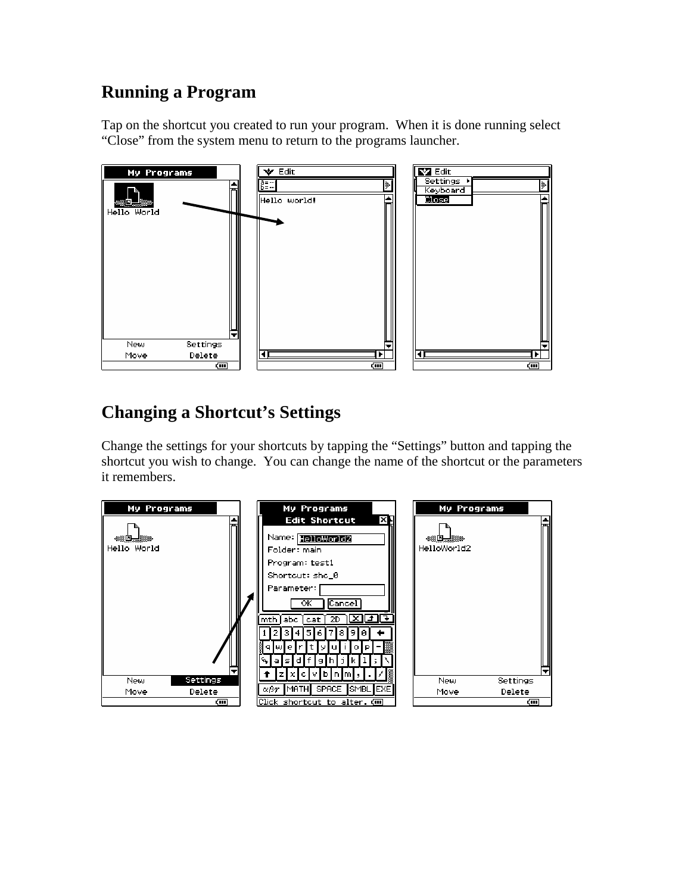## Running a Program

Tap on the shortcut you created to run your program. When it is done running select “Close” from the system menu to return to the programs launcher.

## Changing a Shortcut’s Settings

Change the settings for your shortcuts by tapping the “Settings” button and tapping the shortcut you wish to change. You can change the name of the shortcut or the parameters it remembers.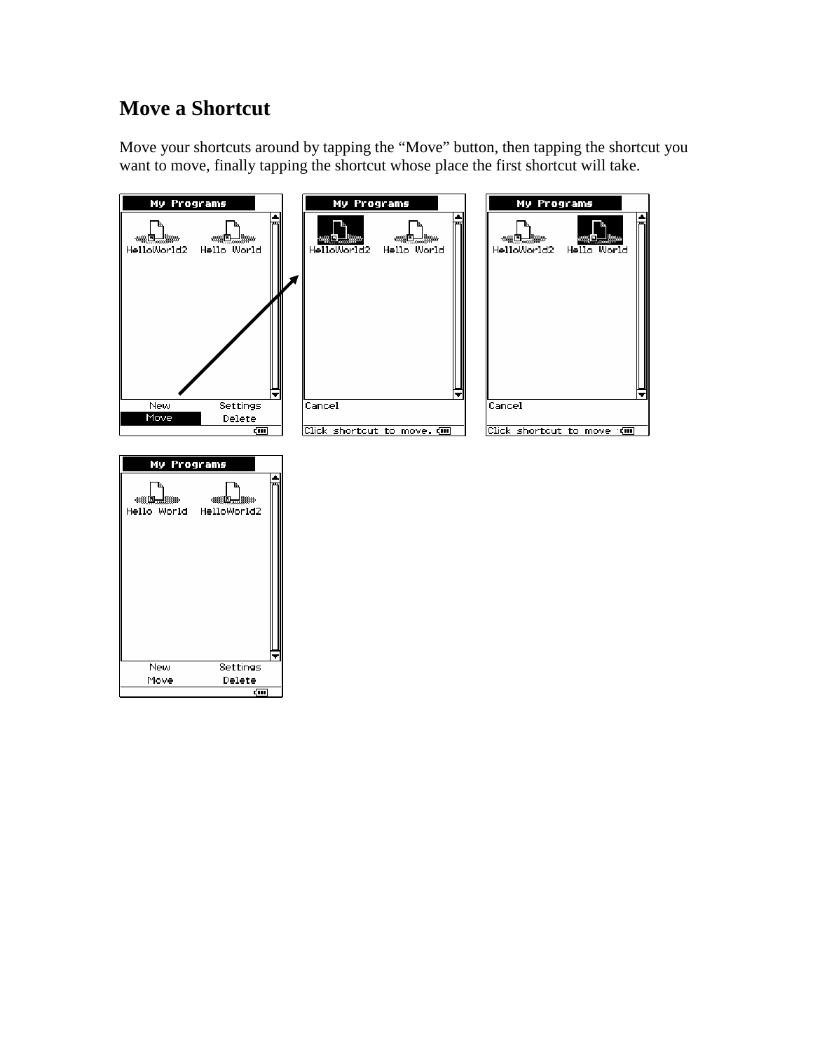# Move a Shortcut

Move your shortcuts around by tapping the “Move” button, then tapping the shortcut you want to move, finally tapping the shortcut whose place the first shortcut will take.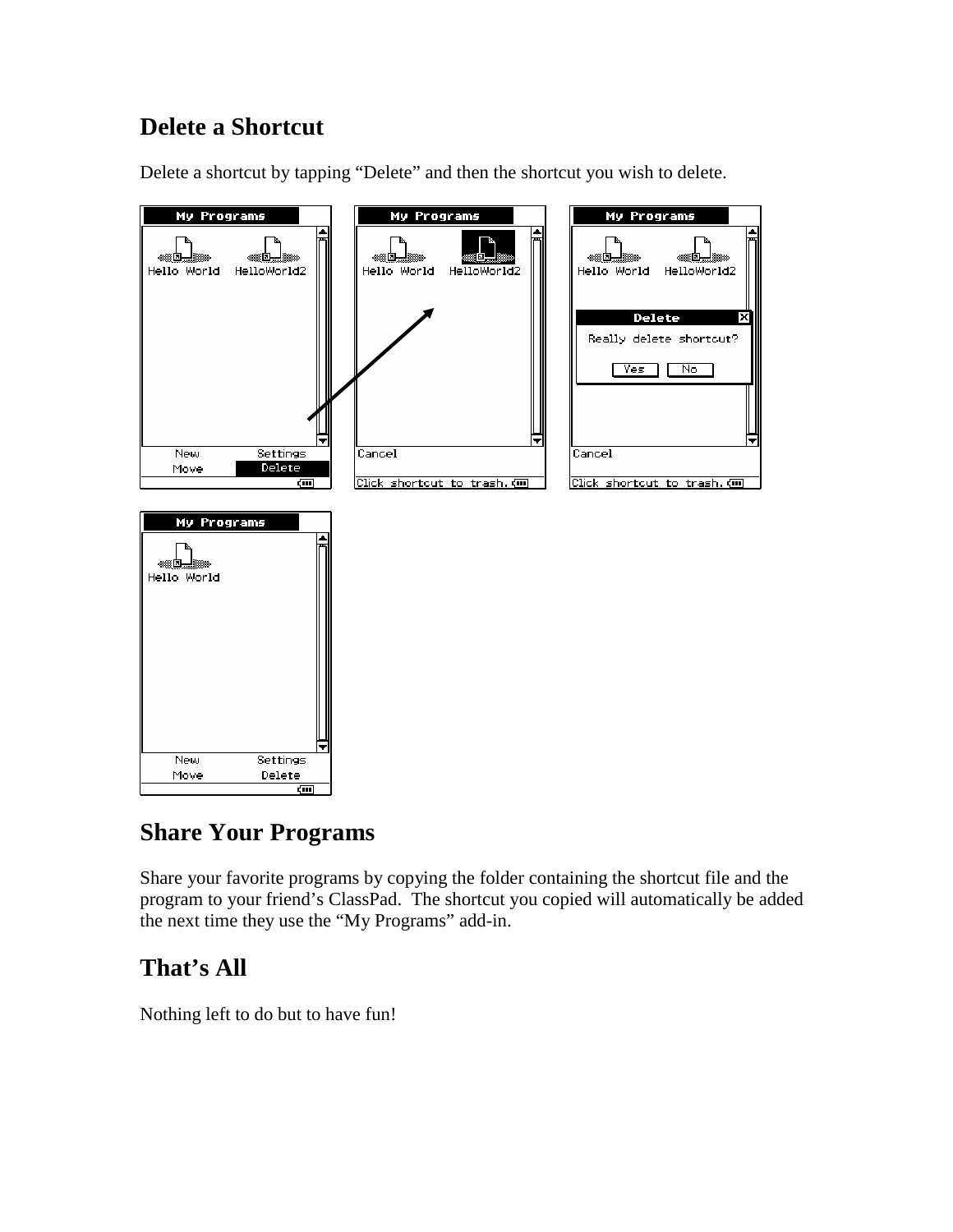## Delete a Shortcut

Delete a shortcut by tapping “Delete” and then the shortcut you wish to delete.

## Share Your Programs

Share your favorite programs by copying the folder containing the shortcut file and the program to your friend’s ClassPad. The shortcut you copied will automatically be added the next time they use the “My Programs” add-in.

## That’s All

Nothing left to do but to have fun!